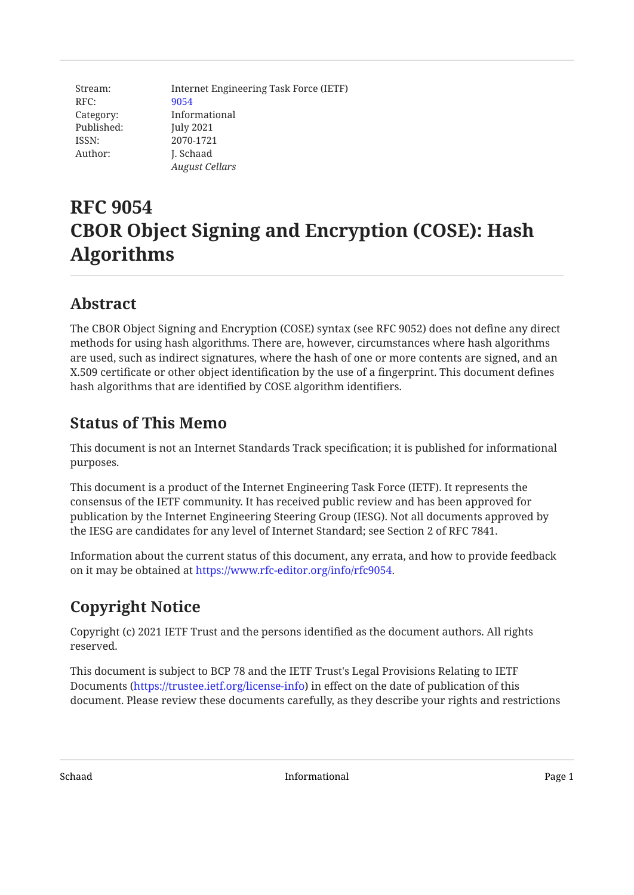Stream: Internet Engineering Task Force (IETF)
RFC: 9054
Category: Informational
Published: July 2021
ISSN: 2070-1721
Author: J. Schaad
*August Cellars*

# RFC 9054
# CBOR Object Signing and Encryption (COSE): Hash Algorithms

## Abstract

The CBOR Object Signing and Encryption (COSE) syntax (see RFC 9052) does not define any direct methods for using hash algorithms. There are, however, circumstances where hash algorithms are used, such as indirect signatures, where the hash of one or more contents are signed, and an X.509 certificate or other object identification by the use of a fingerprint. This document defines hash algorithms that are identified by COSE algorithm identifiers.

## Status of This Memo

This document is not an Internet Standards Track specification; it is published for informational purposes.

This document is a product of the Internet Engineering Task Force (IETF). It represents the consensus of the IETF community. It has received public review and has been approved for publication by the Internet Engineering Steering Group (IESG). Not all documents approved by the IESG are candidates for any level of Internet Standard; see Section 2 of RFC 7841.

Information about the current status of this document, any errata, and how to provide feedback on it may be obtained at https://www.rfc-editor.org/info/rfc9054.

## Copyright Notice

Copyright (c) 2021 IETF Trust and the persons identified as the document authors. All rights reserved.

This document is subject to BCP 78 and the IETF Trust's Legal Provisions Relating to IETF Documents (https://trustee.ietf.org/license-info) in effect on the date of publication of this document. Please review these documents carefully, as they describe your rights and restrictions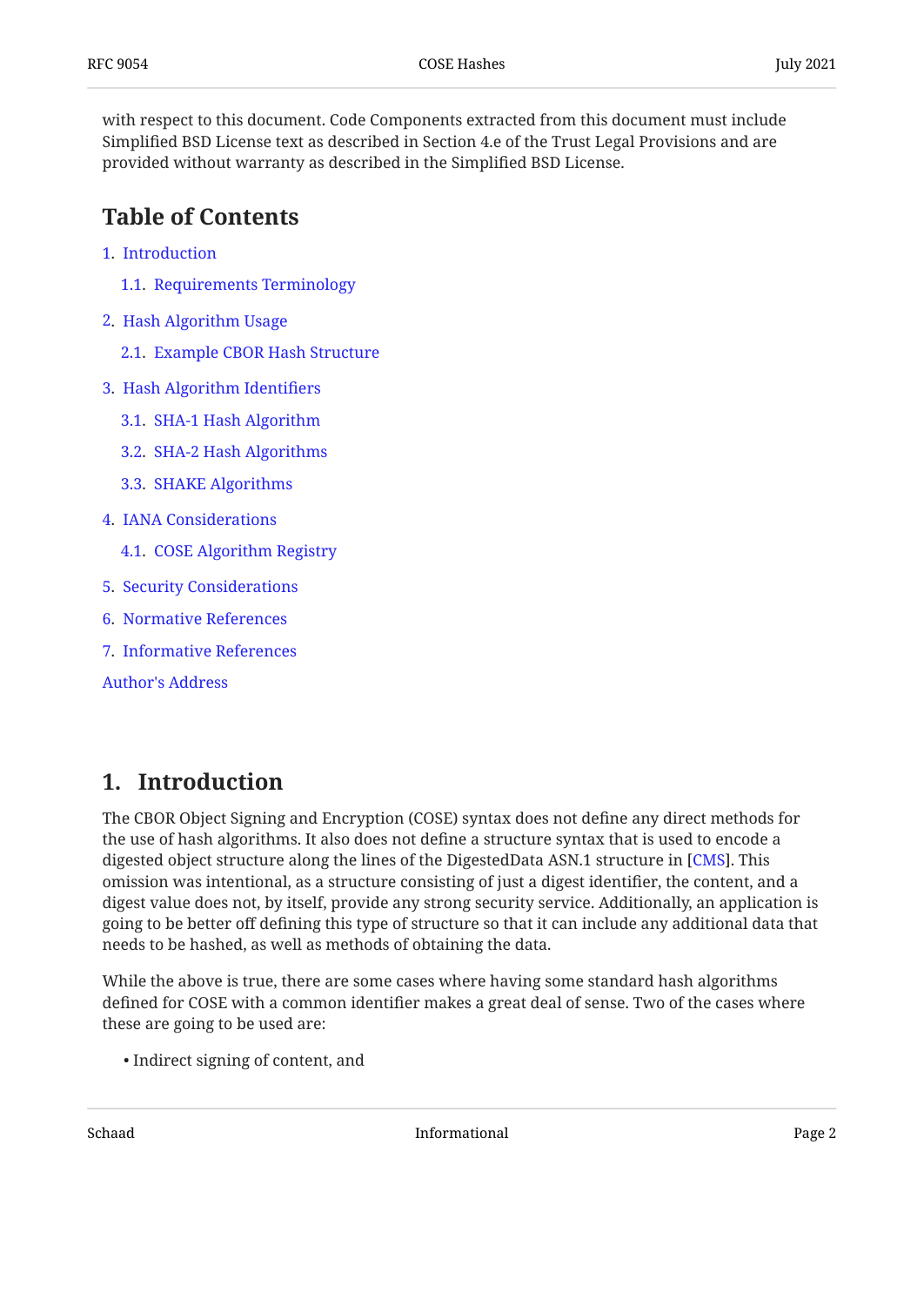with respect to this document. Code Components extracted from this document must include Simplified BSD License text as described in Section 4.e of the Trust Legal Provisions and are provided without warranty as described in the Simplified BSD License.

## Table of Contents

1. Introduction
   - 1.1. Requirements Terminology
2. Hash Algorithm Usage
   - 2.1. Example CBOR Hash Structure
3. Hash Algorithm Identifiers
   - 3.1. SHA-1 Hash Algorithm
   - 3.2. SHA-2 Hash Algorithms
   - 3.3. SHAKE Algorithms
4. IANA Considerations
   - 4.1. COSE Algorithm Registry
5. Security Considerations
6. Normative References
7. Informative References

Author's Address

## 1. Introduction

The CBOR Object Signing and Encryption (COSE) syntax does not define any direct methods for the use of hash algorithms. It also does not define a structure syntax that is used to encode a digested object structure along the lines of the DigestedData ASN.1 structure in [CMS]. This omission was intentional, as a structure consisting of just a digest identifier, the content, and a digest value does not, by itself, provide any strong security service. Additionally, an application is going to be better off defining this type of structure so that it can include any additional data that needs to be hashed, as well as methods of obtaining the data.

While the above is true, there are some cases where having some standard hash algorithms defined for COSE with a common identifier makes a great deal of sense. Two of the cases where these are going to be used are:

- Indirect signing of content, and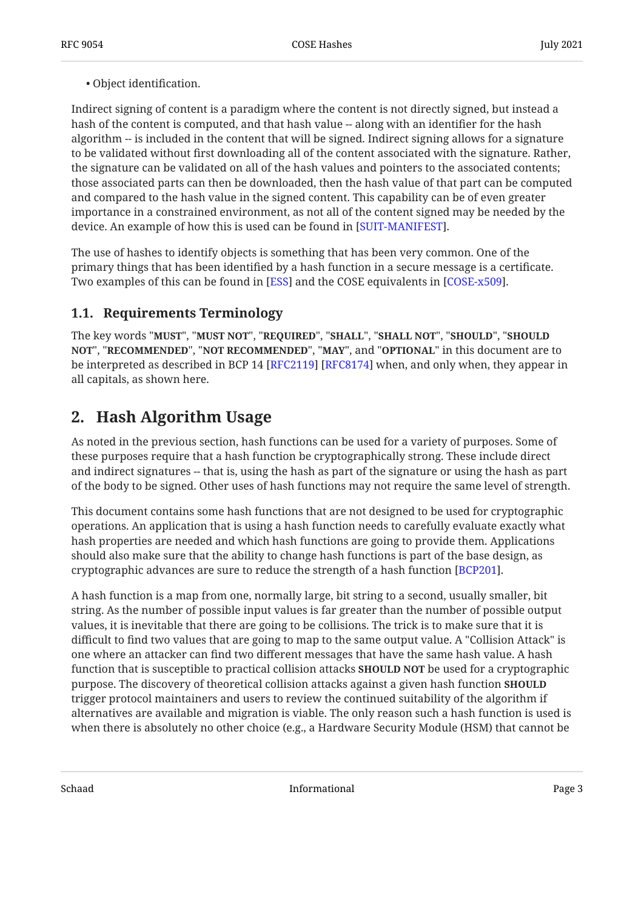- Object identification.

Indirect signing of content is a paradigm where the content is not directly signed, but instead a hash of the content is computed, and that hash value -- along with an identifier for the hash algorithm -- is included in the content that will be signed. Indirect signing allows for a signature to be validated without first downloading all of the content associated with the signature. Rather, the signature can be validated on all of the hash values and pointers to the associated contents; those associated parts can then be downloaded, then the hash value of that part can be computed and compared to the hash value in the signed content. This capability can be of even greater importance in a constrained environment, as not all of the content signed may be needed by the device. An example of how this is used can be found in [SUIT-MANIFEST].

The use of hashes to identify objects is something that has been very common. One of the primary things that has been identified by a hash function in a secure message is a certificate. Two examples of this can be found in [ESS] and the COSE equivalents in [COSE-x509].

### 1.1. Requirements Terminology

The key words "**MUST**", "**MUST NOT**", "**REQUIRED**", "**SHALL**", "**SHALL NOT**", "**SHOULD**", "**SHOULD NOT**", "**RECOMMENDED**", "**NOT RECOMMENDED**", "**MAY**", and "**OPTIONAL**" in this document are to be interpreted as described in BCP 14 [RFC2119] [RFC8174] when, and only when, they appear in all capitals, as shown here.

## 2. Hash Algorithm Usage

As noted in the previous section, hash functions can be used for a variety of purposes. Some of these purposes require that a hash function be cryptographically strong. These include direct and indirect signatures -- that is, using the hash as part of the signature or using the hash as part of the body to be signed. Other uses of hash functions may not require the same level of strength.

This document contains some hash functions that are not designed to be used for cryptographic operations. An application that is using a hash function needs to carefully evaluate exactly what hash properties are needed and which hash functions are going to provide them. Applications should also make sure that the ability to change hash functions is part of the base design, as cryptographic advances are sure to reduce the strength of a hash function [BCP201].

A hash function is a map from one, normally large, bit string to a second, usually smaller, bit string. As the number of possible input values is far greater than the number of possible output values, it is inevitable that there are going to be collisions. The trick is to make sure that it is difficult to find two values that are going to map to the same output value. A "Collision Attack" is one where an attacker can find two different messages that have the same hash value. A hash function that is susceptible to practical collision attacks **SHOULD NOT** be used for a cryptographic purpose. The discovery of theoretical collision attacks against a given hash function **SHOULD** trigger protocol maintainers and users to review the continued suitability of the algorithm if alternatives are available and migration is viable. The only reason such a hash function is used is when there is absolutely no other choice (e.g., a Hardware Security Module (HSM) that cannot be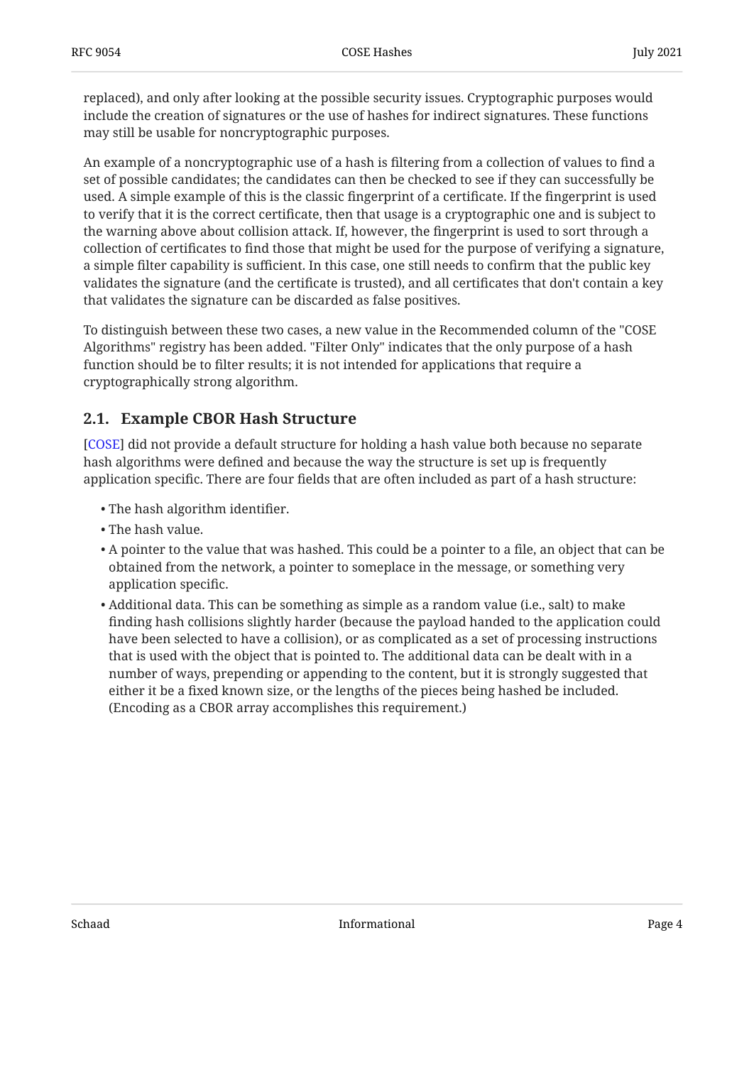replaced), and only after looking at the possible security issues. Cryptographic purposes would include the creation of signatures or the use of hashes for indirect signatures. These functions may still be usable for noncryptographic purposes.

An example of a noncryptographic use of a hash is filtering from a collection of values to find a set of possible candidates; the candidates can then be checked to see if they can successfully be used. A simple example of this is the classic fingerprint of a certificate. If the fingerprint is used to verify that it is the correct certificate, then that usage is a cryptographic one and is subject to the warning above about collision attack. If, however, the fingerprint is used to sort through a collection of certificates to find those that might be used for the purpose of verifying a signature, a simple filter capability is sufficient. In this case, one still needs to confirm that the public key validates the signature (and the certificate is trusted), and all certificates that don't contain a key that validates the signature can be discarded as false positives.

To distinguish between these two cases, a new value in the Recommended column of the "COSE Algorithms" registry has been added. "Filter Only" indicates that the only purpose of a hash function should be to filter results; it is not intended for applications that require a cryptographically strong algorithm.

## 2.1. Example CBOR Hash Structure

[COSE] did not provide a default structure for holding a hash value both because no separate hash algorithms were defined and because the way the structure is set up is frequently application specific. There are four fields that are often included as part of a hash structure:

- The hash algorithm identifier.
- The hash value.
- A pointer to the value that was hashed. This could be a pointer to a file, an object that can be obtained from the network, a pointer to someplace in the message, or something very application specific.
- Additional data. This can be something as simple as a random value (i.e., salt) to make finding hash collisions slightly harder (because the payload handed to the application could have been selected to have a collision), or as complicated as a set of processing instructions that is used with the object that is pointed to. The additional data can be dealt with in a number of ways, prepending or appending to the content, but it is strongly suggested that either it be a fixed known size, or the lengths of the pieces being hashed be included. (Encoding as a CBOR array accomplishes this requirement.)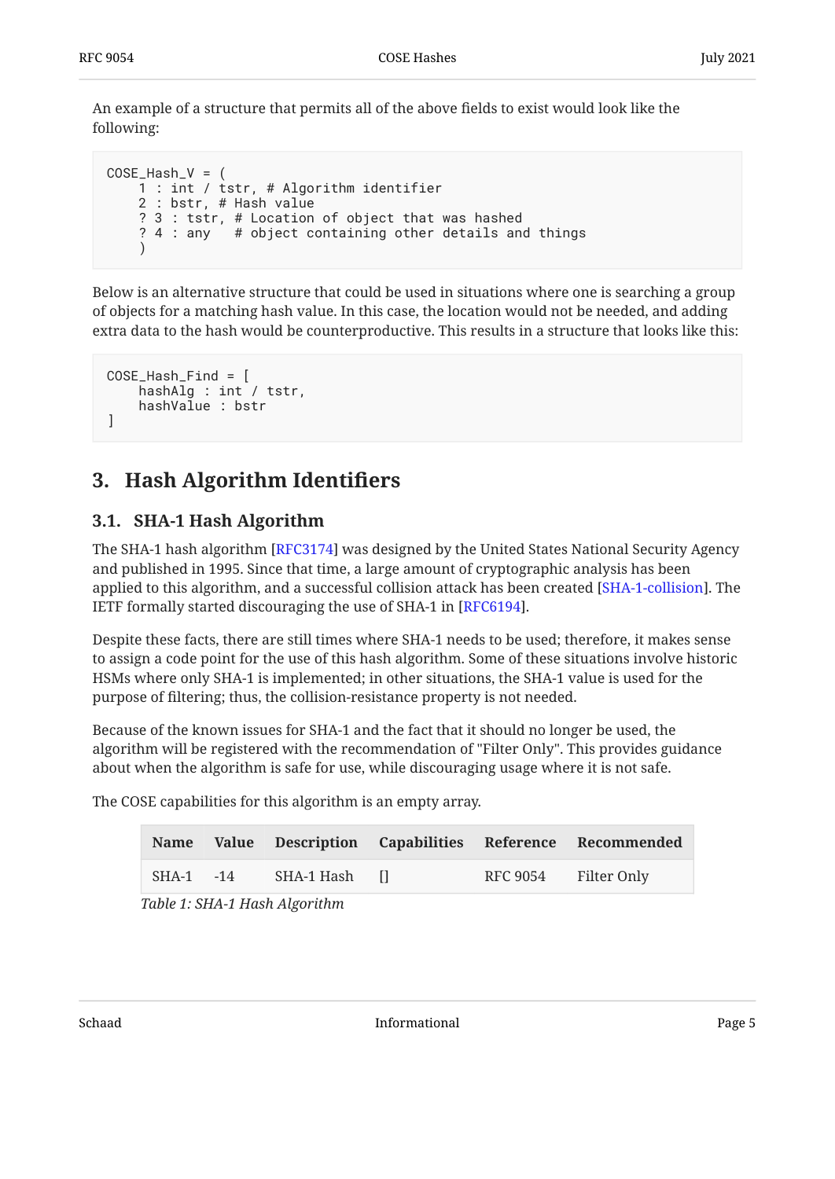An example of a structure that permits all of the above fields to exist would look like the following:

```
COSE_Hash_V = (
    1 : int / tstr, # Algorithm identifier
    2 : bstr, # Hash value
    ? 3 : tstr, # Location of object that was hashed
    ? 4 : any   # object containing other details and things
    )
```

Below is an alternative structure that could be used in situations where one is searching a group of objects for a matching hash value. In this case, the location would not be needed, and adding extra data to the hash would be counterproductive. This results in a structure that looks like this:

```
COSE_Hash_Find = [
    hashAlg : int / tstr,
    hashValue : bstr
]
```

## 3. Hash Algorithm Identifiers

### 3.1. SHA-1 Hash Algorithm

The SHA-1 hash algorithm [RFC3174] was designed by the United States National Security Agency and published in 1995. Since that time, a large amount of cryptographic analysis has been applied to this algorithm, and a successful collision attack has been created [SHA-1-collision]. The IETF formally started discouraging the use of SHA-1 in [RFC6194].

Despite these facts, there are still times where SHA-1 needs to be used; therefore, it makes sense to assign a code point for the use of this hash algorithm. Some of these situations involve historic HSMs where only SHA-1 is implemented; in other situations, the SHA-1 value is used for the purpose of filtering; thus, the collision-resistance property is not needed.

Because of the known issues for SHA-1 and the fact that it should no longer be used, the algorithm will be registered with the recommendation of "Filter Only". This provides guidance about when the algorithm is safe for use, while discouraging usage where it is not safe.

The COSE capabilities for this algorithm is an empty array.

| Name | Value | Description | Capabilities | Reference | Recommended |
|---|---|---|---|---|---|
| SHA-1 | -14 | SHA-1 Hash | [] | RFC 9054 | Filter Only |

*Table 1: SHA-1 Hash Algorithm*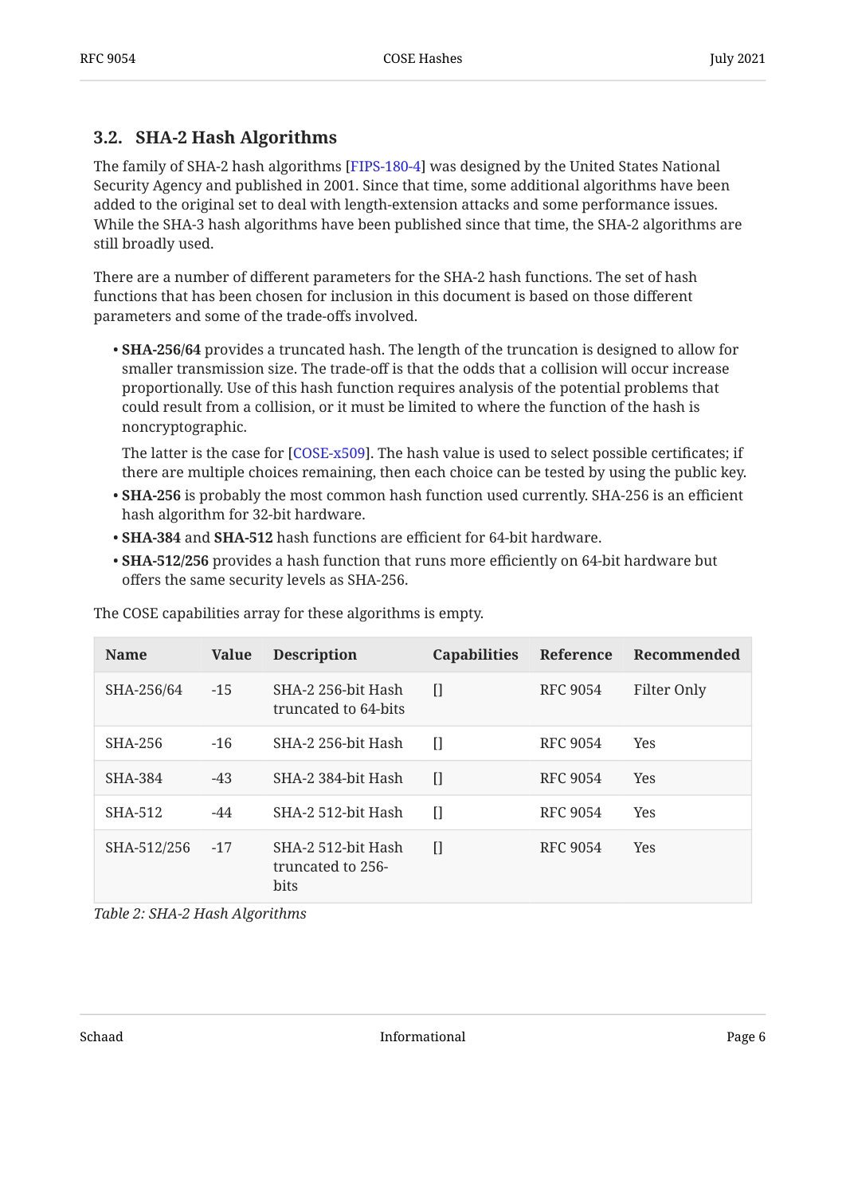### 3.2. SHA-2 Hash Algorithms

The family of SHA-2 hash algorithms [FIPS-180-4] was designed by the United States National Security Agency and published in 2001. Since that time, some additional algorithms have been added to the original set to deal with length-extension attacks and some performance issues. While the SHA-3 hash algorithms have been published since that time, the SHA-2 algorithms are still broadly used.

There are a number of different parameters for the SHA-2 hash functions. The set of hash functions that has been chosen for inclusion in this document is based on those different parameters and some of the trade-offs involved.

- **SHA-256/64** provides a truncated hash. The length of the truncation is designed to allow for smaller transmission size. The trade-off is that the odds that a collision will occur increase proportionally. Use of this hash function requires analysis of the potential problems that could result from a collision, or it must be limited to where the function of the hash is noncryptographic.

  The latter is the case for [COSE-x509]. The hash value is used to select possible certificates; if there are multiple choices remaining, then each choice can be tested by using the public key.
- **SHA-256** is probably the most common hash function used currently. SHA-256 is an efficient hash algorithm for 32-bit hardware.
- **SHA-384** and **SHA-512** hash functions are efficient for 64-bit hardware.
- **SHA-512/256** provides a hash function that runs more efficiently on 64-bit hardware but offers the same security levels as SHA-256.

The COSE capabilities array for these algorithms is empty.

| Name | Value | Description | Capabilities | Reference | Recommended |
|---|---|---|---|---|---|
| SHA-256/64 | -15 | SHA-2 256-bit Hash truncated to 64-bits | [] | RFC 9054 | Filter Only |
| SHA-256 | -16 | SHA-2 256-bit Hash | [] | RFC 9054 | Yes |
| SHA-384 | -43 | SHA-2 384-bit Hash | [] | RFC 9054 | Yes |
| SHA-512 | -44 | SHA-2 512-bit Hash | [] | RFC 9054 | Yes |
| SHA-512/256 | -17 | SHA-2 512-bit Hash truncated to 256-bits | [] | RFC 9054 | Yes |

*Table 2: SHA-2 Hash Algorithms*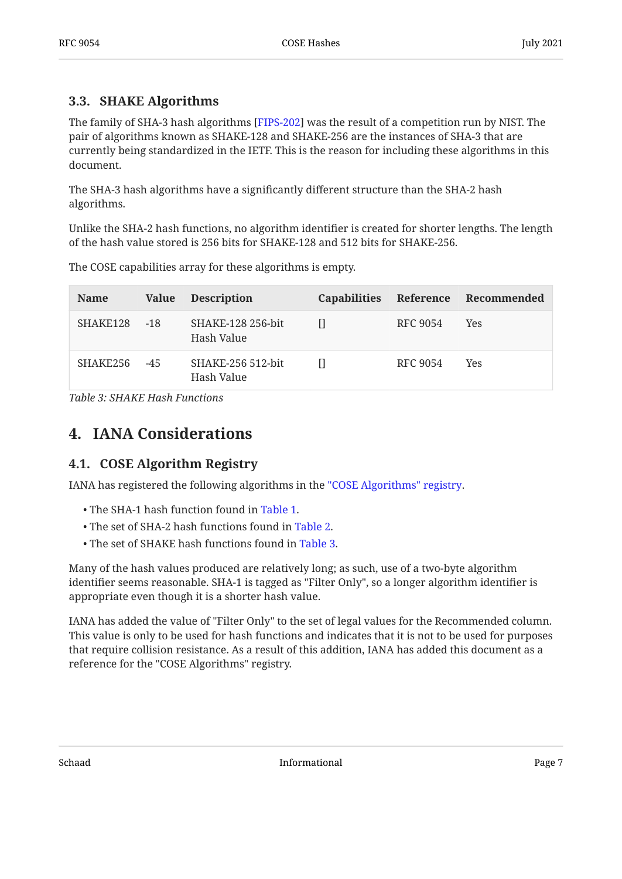### 3.3. SHAKE Algorithms

The family of SHA-3 hash algorithms [FIPS-202] was the result of a competition run by NIST. The pair of algorithms known as SHAKE-128 and SHAKE-256 are the instances of SHA-3 that are currently being standardized in the IETF. This is the reason for including these algorithms in this document.

The SHA-3 hash algorithms have a significantly different structure than the SHA-2 hash algorithms.

Unlike the SHA-2 hash functions, no algorithm identifier is created for shorter lengths. The length of the hash value stored is 256 bits for SHAKE-128 and 512 bits for SHAKE-256.

The COSE capabilities array for these algorithms is empty.

| Name | Value | Description | Capabilities | Reference | Recommended |
|---|---|---|---|---|---|
| SHAKE128 | -18 | SHAKE-128 256-bit Hash Value | [] | RFC 9054 | Yes |
| SHAKE256 | -45 | SHAKE-256 512-bit Hash Value | [] | RFC 9054 | Yes |

*Table 3: SHAKE Hash Functions*

## 4. IANA Considerations

### 4.1. COSE Algorithm Registry

IANA has registered the following algorithms in the "COSE Algorithms" registry.

- The SHA-1 hash function found in Table 1.
- The set of SHA-2 hash functions found in Table 2.
- The set of SHAKE hash functions found in Table 3.

Many of the hash values produced are relatively long; as such, use of a two-byte algorithm identifier seems reasonable. SHA-1 is tagged as "Filter Only", so a longer algorithm identifier is appropriate even though it is a shorter hash value.

IANA has added the value of "Filter Only" to the set of legal values for the Recommended column. This value is only to be used for hash functions and indicates that it is not to be used for purposes that require collision resistance. As a result of this addition, IANA has added this document as a reference for the "COSE Algorithms" registry.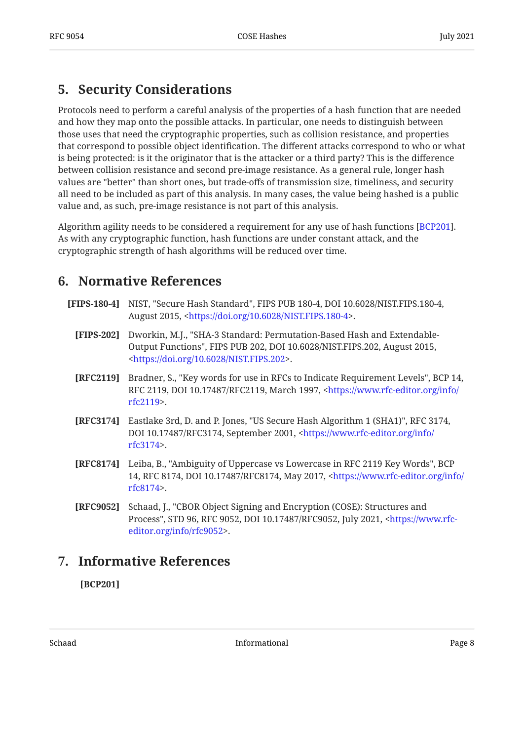## 5. Security Considerations

Protocols need to perform a careful analysis of the properties of a hash function that are needed and how they map onto the possible attacks. In particular, one needs to distinguish between those uses that need the cryptographic properties, such as collision resistance, and properties that correspond to possible object identification. The different attacks correspond to who or what is being protected: is it the originator that is the attacker or a third party? This is the difference between collision resistance and second pre-image resistance. As a general rule, longer hash values are "better" than short ones, but trade-offs of transmission size, timeliness, and security all need to be included as part of this analysis. In many cases, the value being hashed is a public value and, as such, pre-image resistance is not part of this analysis.

Algorithm agility needs to be considered a requirement for any use of hash functions [BCP201]. As with any cryptographic function, hash functions are under constant attack, and the cryptographic strength of hash algorithms will be reduced over time.

## 6. Normative References

**[FIPS-180-4]** NIST, "Secure Hash Standard", FIPS PUB 180-4, DOI 10.6028/NIST.FIPS.180-4, August 2015, <https://doi.org/10.6028/NIST.FIPS.180-4>.

**[FIPS-202]** Dworkin, M.J., "SHA-3 Standard: Permutation-Based Hash and Extendable-Output Functions", FIPS PUB 202, DOI 10.6028/NIST.FIPS.202, August 2015, <https://doi.org/10.6028/NIST.FIPS.202>.

**[RFC2119]** Bradner, S., "Key words for use in RFCs to Indicate Requirement Levels", BCP 14, RFC 2119, DOI 10.17487/RFC2119, March 1997, <https://www.rfc-editor.org/info/rfc2119>.

**[RFC3174]** Eastlake 3rd, D. and P. Jones, "US Secure Hash Algorithm 1 (SHA1)", RFC 3174, DOI 10.17487/RFC3174, September 2001, <https://www.rfc-editor.org/info/rfc3174>.

**[RFC8174]** Leiba, B., "Ambiguity of Uppercase vs Lowercase in RFC 2119 Key Words", BCP 14, RFC 8174, DOI 10.17487/RFC8174, May 2017, <https://www.rfc-editor.org/info/rfc8174>.

**[RFC9052]** Schaad, J., "CBOR Object Signing and Encryption (COSE): Structures and Process", STD 96, RFC 9052, DOI 10.17487/RFC9052, July 2021, <https://www.rfc-editor.org/info/rfc9052>.

## 7. Informative References

**[BCP201]**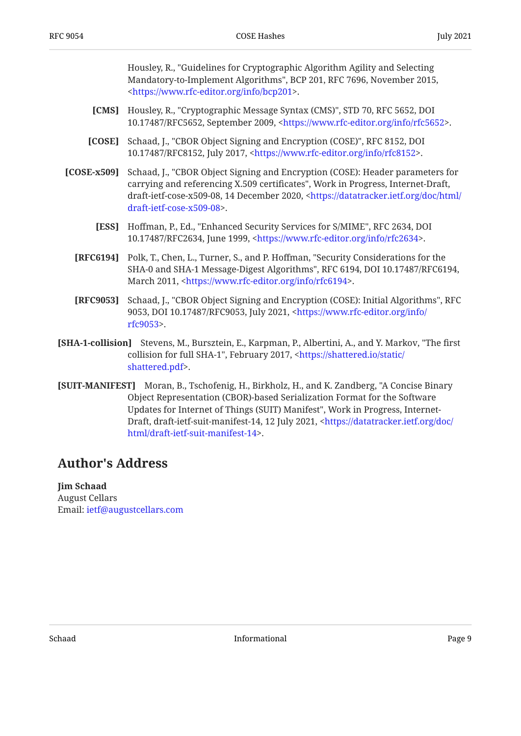Housley, R., "Guidelines for Cryptographic Algorithm Agility and Selecting Mandatory-to-Implement Algorithms", BCP 201, RFC 7696, November 2015, <https://www.rfc-editor.org/info/bcp201>.

**[CMS]** Housley, R., "Cryptographic Message Syntax (CMS)", STD 70, RFC 5652, DOI 10.17487/RFC5652, September 2009, <https://www.rfc-editor.org/info/rfc5652>.

**[COSE]** Schaad, J., "CBOR Object Signing and Encryption (COSE)", RFC 8152, DOI 10.17487/RFC8152, July 2017, <https://www.rfc-editor.org/info/rfc8152>.

**[COSE-x509]** Schaad, J., "CBOR Object Signing and Encryption (COSE): Header parameters for carrying and referencing X.509 certificates", Work in Progress, Internet-Draft, draft-ietf-cose-x509-08, 14 December 2020, <https://datatracker.ietf.org/doc/html/draft-ietf-cose-x509-08>.

**[ESS]** Hoffman, P., Ed., "Enhanced Security Services for S/MIME", RFC 2634, DOI 10.17487/RFC2634, June 1999, <https://www.rfc-editor.org/info/rfc2634>.

**[RFC6194]** Polk, T., Chen, L., Turner, S., and P. Hoffman, "Security Considerations for the SHA-0 and SHA-1 Message-Digest Algorithms", RFC 6194, DOI 10.17487/RFC6194, March 2011, <https://www.rfc-editor.org/info/rfc6194>.

**[RFC9053]** Schaad, J., "CBOR Object Signing and Encryption (COSE): Initial Algorithms", RFC 9053, DOI 10.17487/RFC9053, July 2021, <https://www.rfc-editor.org/info/rfc9053>.

**[SHA-1-collision]** Stevens, M., Bursztein, E., Karpman, P., Albertini, A., and Y. Markov, "The first collision for full SHA-1", February 2017, <https://shattered.io/static/shattered.pdf>.

**[SUIT-MANIFEST]** Moran, B., Tschofenig, H., Birkholz, H., and K. Zandberg, "A Concise Binary Object Representation (CBOR)-based Serialization Format for the Software Updates for Internet of Things (SUIT) Manifest", Work in Progress, Internet-Draft, draft-ietf-suit-manifest-14, 12 July 2021, <https://datatracker.ietf.org/doc/html/draft-ietf-suit-manifest-14>.

## Author's Address

**Jim Schaad**
August Cellars
Email: ietf@augustcellars.com